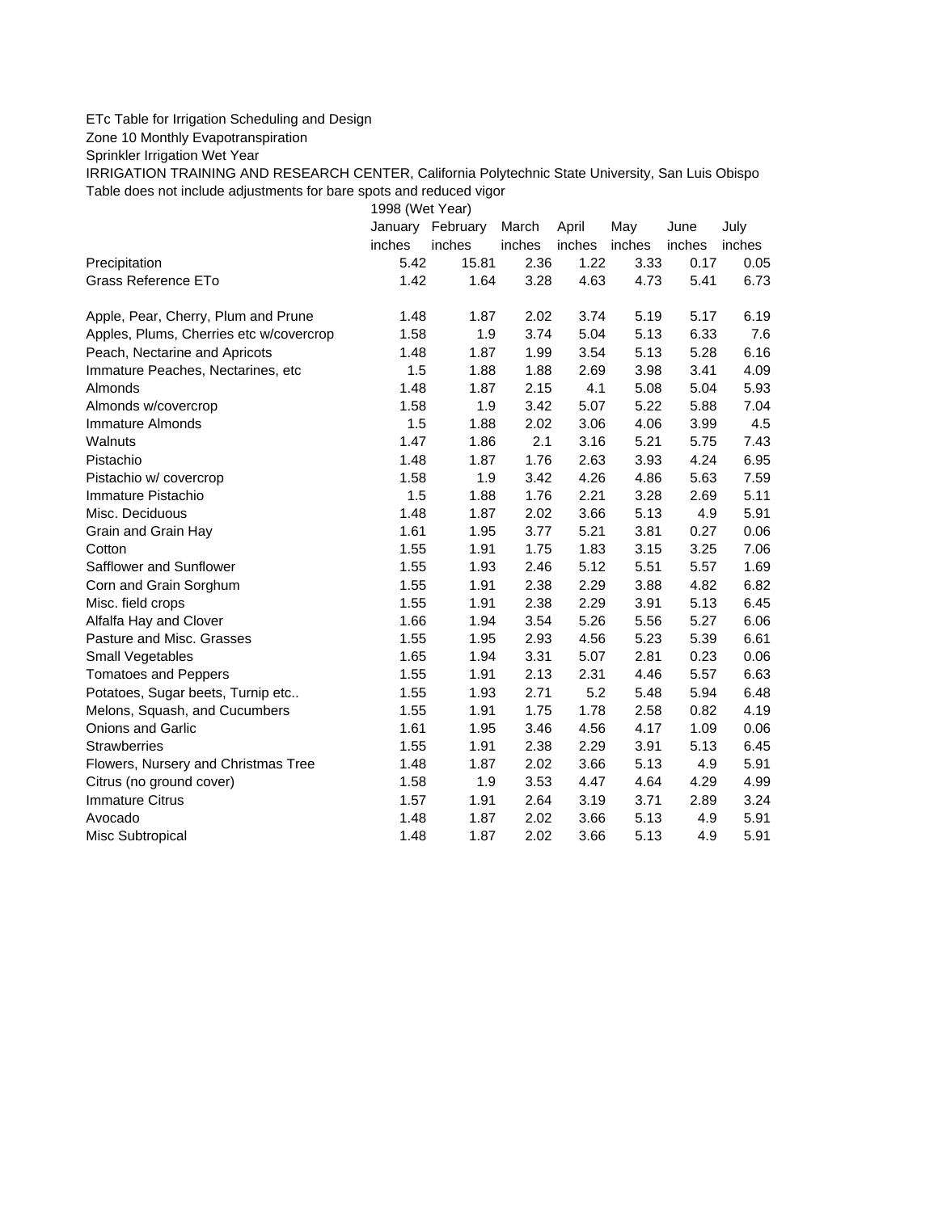ETc Table for Irrigation Scheduling and Design

Zone 10 Monthly Evapotranspiration

Sprinkler Irrigation Wet Year

IRRIGATION TRAINING AND RESEARCH CENTER, California Polytechnic State University, San Luis Obispo

Table does not include adjustments for bare spots and reduced vigor

| | 1998 (Wet Year) | | | | | | |
|---|---|---|---|---|---|---|---|
| | January | February | March | April | May | June | July |
| | inches | inches | inches | inches | inches | inches | inches |
| Precipitation | 5.42 | 15.81 | 2.36 | 1.22 | 3.33 | 0.17 | 0.05 |
| Grass Reference ETo | 1.42 | 1.64 | 3.28 | 4.63 | 4.73 | 5.41 | 6.73 |
| | | | | | | | |
| Apple, Pear, Cherry, Plum and Prune | 1.48 | 1.87 | 2.02 | 3.74 | 5.19 | 5.17 | 6.19 |
| Apples, Plums, Cherries etc w/covercrop | 1.58 | 1.9 | 3.74 | 5.04 | 5.13 | 6.33 | 7.6 |
| Peach, Nectarine and Apricots | 1.48 | 1.87 | 1.99 | 3.54 | 5.13 | 5.28 | 6.16 |
| Immature Peaches, Nectarines, etc | 1.5 | 1.88 | 1.88 | 2.69 | 3.98 | 3.41 | 4.09 |
| Almonds | 1.48 | 1.87 | 2.15 | 4.1 | 5.08 | 5.04 | 5.93 |
| Almonds w/covercrop | 1.58 | 1.9 | 3.42 | 5.07 | 5.22 | 5.88 | 7.04 |
| Immature Almonds | 1.5 | 1.88 | 2.02 | 3.06 | 4.06 | 3.99 | 4.5 |
| Walnuts | 1.47 | 1.86 | 2.1 | 3.16 | 5.21 | 5.75 | 7.43 |
| Pistachio | 1.48 | 1.87 | 1.76 | 2.63 | 3.93 | 4.24 | 6.95 |
| Pistachio w/ covercrop | 1.58 | 1.9 | 3.42 | 4.26 | 4.86 | 5.63 | 7.59 |
| Immature Pistachio | 1.5 | 1.88 | 1.76 | 2.21 | 3.28 | 2.69 | 5.11 |
| Misc. Deciduous | 1.48 | 1.87 | 2.02 | 3.66 | 5.13 | 4.9 | 5.91 |
| Grain and Grain Hay | 1.61 | 1.95 | 3.77 | 5.21 | 3.81 | 0.27 | 0.06 |
| Cotton | 1.55 | 1.91 | 1.75 | 1.83 | 3.15 | 3.25 | 7.06 |
| Safflower and Sunflower | 1.55 | 1.93 | 2.46 | 5.12 | 5.51 | 5.57 | 1.69 |
| Corn and Grain Sorghum | 1.55 | 1.91 | 2.38 | 2.29 | 3.88 | 4.82 | 6.82 |
| Misc. field crops | 1.55 | 1.91 | 2.38 | 2.29 | 3.91 | 5.13 | 6.45 |
| Alfalfa Hay and Clover | 1.66 | 1.94 | 3.54 | 5.26 | 5.56 | 5.27 | 6.06 |
| Pasture and Misc. Grasses | 1.55 | 1.95 | 2.93 | 4.56 | 5.23 | 5.39 | 6.61 |
| Small Vegetables | 1.65 | 1.94 | 3.31 | 5.07 | 2.81 | 0.23 | 0.06 |
| Tomatoes and Peppers | 1.55 | 1.91 | 2.13 | 2.31 | 4.46 | 5.57 | 6.63 |
| Potatoes, Sugar beets, Turnip etc.. | 1.55 | 1.93 | 2.71 | 5.2 | 5.48 | 5.94 | 6.48 |
| Melons, Squash, and Cucumbers | 1.55 | 1.91 | 1.75 | 1.78 | 2.58 | 0.82 | 4.19 |
| Onions and Garlic | 1.61 | 1.95 | 3.46 | 4.56 | 4.17 | 1.09 | 0.06 |
| Strawberries | 1.55 | 1.91 | 2.38 | 2.29 | 3.91 | 5.13 | 6.45 |
| Flowers, Nursery and Christmas Tree | 1.48 | 1.87 | 2.02 | 3.66 | 5.13 | 4.9 | 5.91 |
| Citrus (no ground cover) | 1.58 | 1.9 | 3.53 | 4.47 | 4.64 | 4.29 | 4.99 |
| Immature Citrus | 1.57 | 1.91 | 2.64 | 3.19 | 3.71 | 2.89 | 3.24 |
| Avocado | 1.48 | 1.87 | 2.02 | 3.66 | 5.13 | 4.9 | 5.91 |
| Misc Subtropical | 1.48 | 1.87 | 2.02 | 3.66 | 5.13 | 4.9 | 5.91 |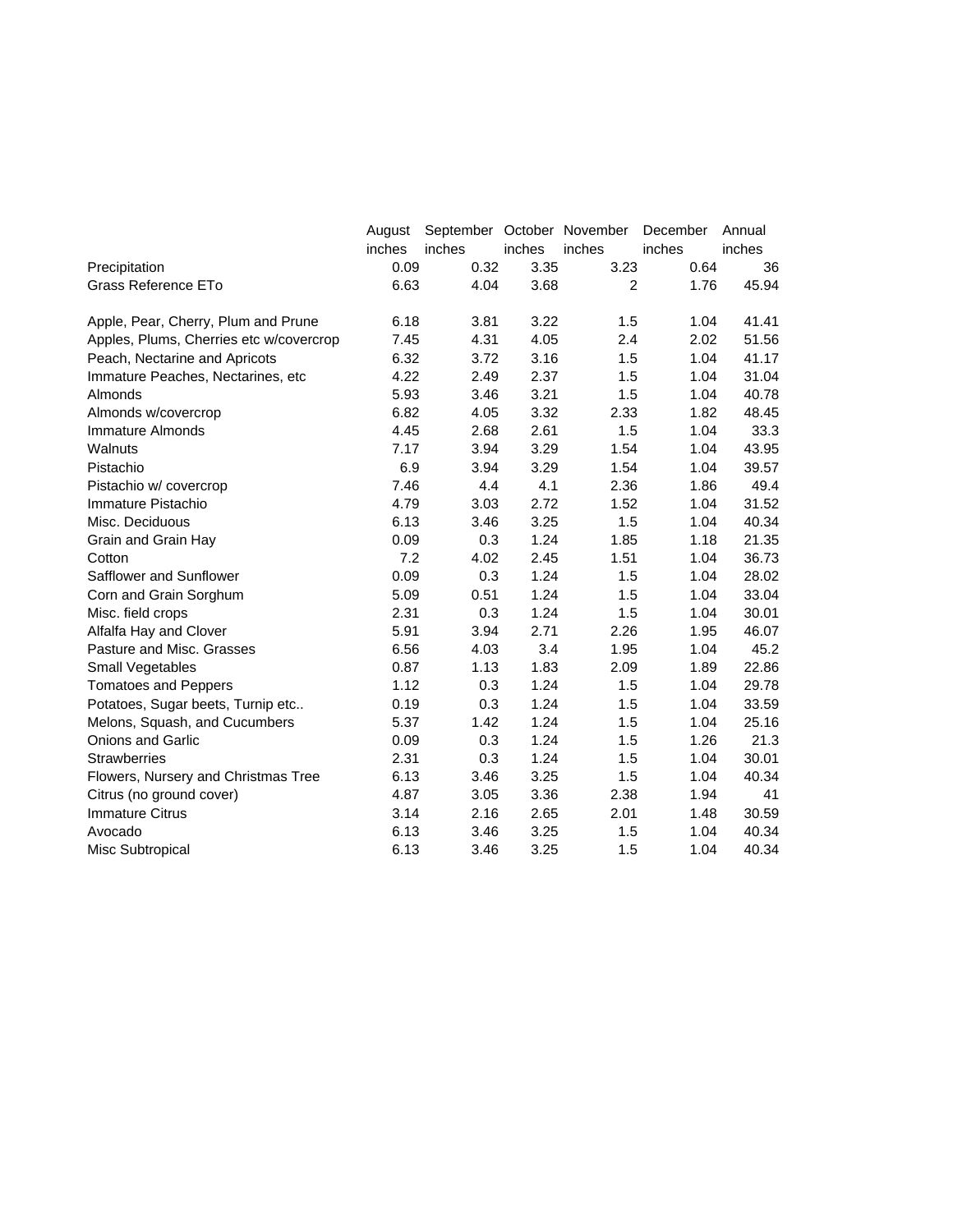| | August inches | September inches | October inches | November inches | December inches | Annual inches |
|---|---|---|---|---|---|---|
| Precipitation | 0.09 | 0.32 | 3.35 | 3.23 | 0.64 | 36 |
| Grass Reference ETo | 6.63 | 4.04 | 3.68 | 2 | 1.76 | 45.94 |
| | | | | | | |
| Apple, Pear, Cherry, Plum and Prune | 6.18 | 3.81 | 3.22 | 1.5 | 1.04 | 41.41 |
| Apples, Plums, Cherries etc w/covercrop | 7.45 | 4.31 | 4.05 | 2.4 | 2.02 | 51.56 |
| Peach, Nectarine and Apricots | 6.32 | 3.72 | 3.16 | 1.5 | 1.04 | 41.17 |
| Immature Peaches, Nectarines, etc | 4.22 | 2.49 | 2.37 | 1.5 | 1.04 | 31.04 |
| Almonds | 5.93 | 3.46 | 3.21 | 1.5 | 1.04 | 40.78 |
| Almonds w/covercrop | 6.82 | 4.05 | 3.32 | 2.33 | 1.82 | 48.45 |
| Immature Almonds | 4.45 | 2.68 | 2.61 | 1.5 | 1.04 | 33.3 |
| Walnuts | 7.17 | 3.94 | 3.29 | 1.54 | 1.04 | 43.95 |
| Pistachio | 6.9 | 3.94 | 3.29 | 1.54 | 1.04 | 39.57 |
| Pistachio w/ covercrop | 7.46 | 4.4 | 4.1 | 2.36 | 1.86 | 49.4 |
| Immature Pistachio | 4.79 | 3.03 | 2.72 | 1.52 | 1.04 | 31.52 |
| Misc. Deciduous | 6.13 | 3.46 | 3.25 | 1.5 | 1.04 | 40.34 |
| Grain and Grain Hay | 0.09 | 0.3 | 1.24 | 1.85 | 1.18 | 21.35 |
| Cotton | 7.2 | 4.02 | 2.45 | 1.51 | 1.04 | 36.73 |
| Safflower and Sunflower | 0.09 | 0.3 | 1.24 | 1.5 | 1.04 | 28.02 |
| Corn and Grain Sorghum | 5.09 | 0.51 | 1.24 | 1.5 | 1.04 | 33.04 |
| Misc. field crops | 2.31 | 0.3 | 1.24 | 1.5 | 1.04 | 30.01 |
| Alfalfa Hay and Clover | 5.91 | 3.94 | 2.71 | 2.26 | 1.95 | 46.07 |
| Pasture and Misc. Grasses | 6.56 | 4.03 | 3.4 | 1.95 | 1.04 | 45.2 |
| Small Vegetables | 0.87 | 1.13 | 1.83 | 2.09 | 1.89 | 22.86 |
| Tomatoes and Peppers | 1.12 | 0.3 | 1.24 | 1.5 | 1.04 | 29.78 |
| Potatoes, Sugar beets, Turnip etc.. | 0.19 | 0.3 | 1.24 | 1.5 | 1.04 | 33.59 |
| Melons, Squash, and Cucumbers | 5.37 | 1.42 | 1.24 | 1.5 | 1.04 | 25.16 |
| Onions and Garlic | 0.09 | 0.3 | 1.24 | 1.5 | 1.26 | 21.3 |
| Strawberries | 2.31 | 0.3 | 1.24 | 1.5 | 1.04 | 30.01 |
| Flowers, Nursery and Christmas Tree | 6.13 | 3.46 | 3.25 | 1.5 | 1.04 | 40.34 |
| Citrus (no ground cover) | 4.87 | 3.05 | 3.36 | 2.38 | 1.94 | 41 |
| Immature Citrus | 3.14 | 2.16 | 2.65 | 2.01 | 1.48 | 30.59 |
| Avocado | 6.13 | 3.46 | 3.25 | 1.5 | 1.04 | 40.34 |
| Misc Subtropical | 6.13 | 3.46 | 3.25 | 1.5 | 1.04 | 40.34 |